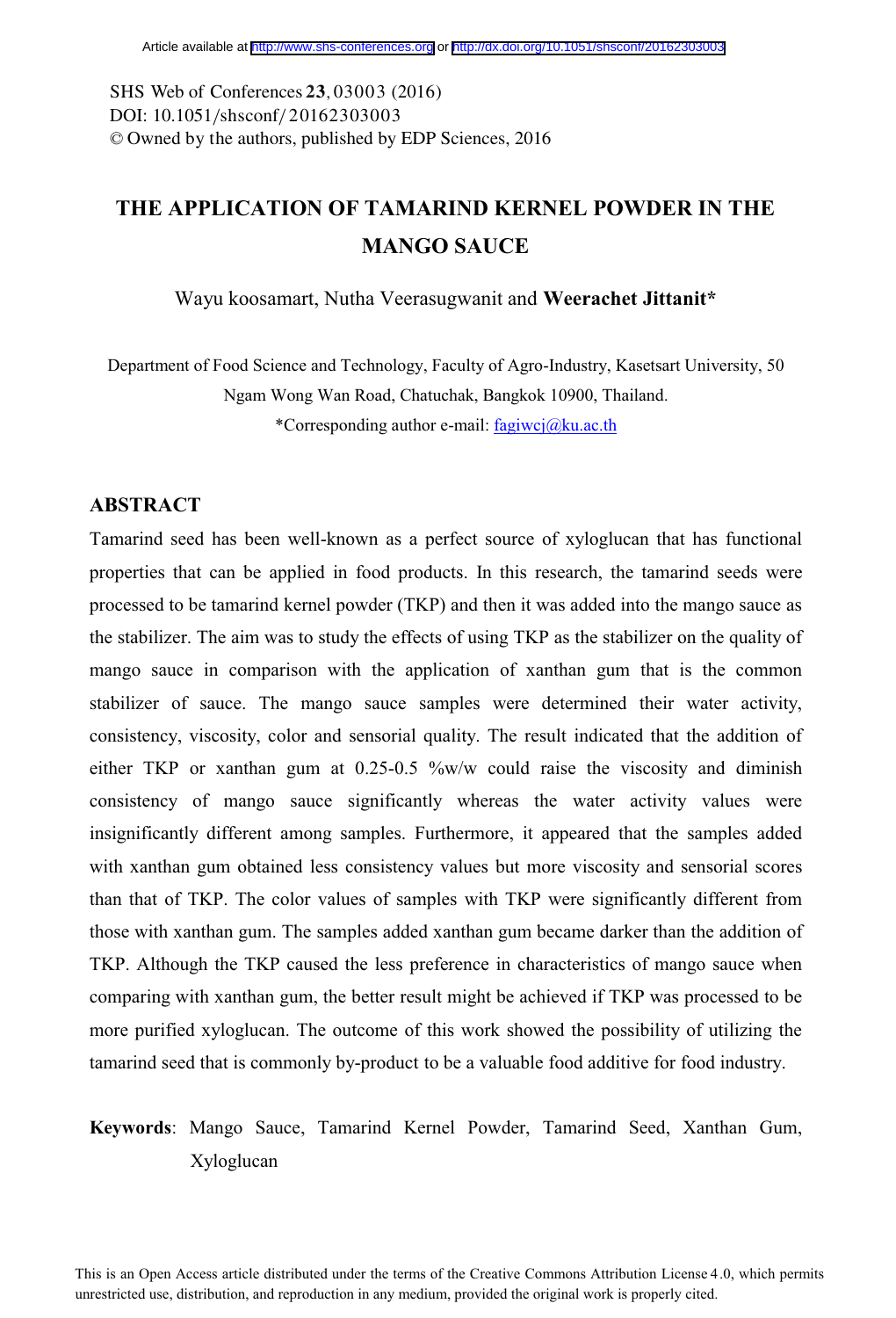# THE APPLICATION OF TAMARIND KERNEL POWDER IN THE MANGO SAUCE

Wayu koosamart, Nutha Veerasugwanit and **Weerachet Jittanit***

Department of Food Science and Technology, Faculty of Agro-Industry, Kasetsart University, 50 Ngam Wong Wan Road, Chatuchak, Bangkok 10900, Thailand.

*Corresponding author e-mail: fagiwcj@ku.ac.th

## ABSTRACT

Tamarind seed has been well-known as a perfect source of xyloglucan that has functional properties that can be applied in food products. In this research, the tamarind seeds were processed to be tamarind kernel powder (TKP) and then it was added into the mango sauce as the stabilizer. The aim was to study the effects of using TKP as the stabilizer on the quality of mango sauce in comparison with the application of xanthan gum that is the common stabilizer of sauce. The mango sauce samples were determined their water activity, consistency, viscosity, color and sensorial quality. The result indicated that the addition of either TKP or xanthan gum at 0.25-0.5 %w/w could raise the viscosity and diminish consistency of mango sauce significantly whereas the water activity values were insignificantly different among samples. Furthermore, it appeared that the samples added with xanthan gum obtained less consistency values but more viscosity and sensorial scores than that of TKP. The color values of samples with TKP were significantly different from those with xanthan gum. The samples added xanthan gum became darker than the addition of TKP. Although the TKP caused the less preference in characteristics of mango sauce when comparing with xanthan gum, the better result might be achieved if TKP was processed to be more purified xyloglucan. The outcome of this work showed the possibility of utilizing the tamarind seed that is commonly by-product to be a valuable food additive for food industry.

**Keywords**: Mango Sauce, Tamarind Kernel Powder, Tamarind Seed, Xanthan Gum, Xyloglucan

This is an Open Access article distributed under the terms of the Creative Commons Attribution License 4.0, which permits unrestricted use, distribution, and reproduction in any medium, provided the original work is properly cited.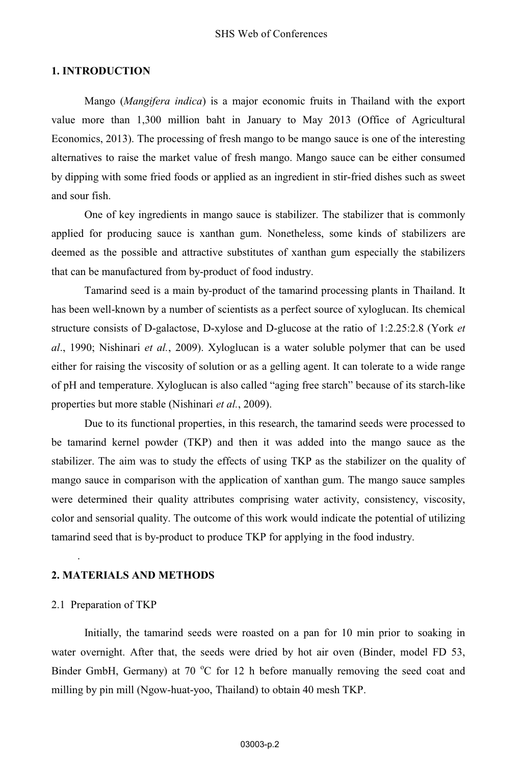## 1. INTRODUCTION

Mango (*Mangifera indica*) is a major economic fruits in Thailand with the export value more than 1,300 million baht in January to May 2013 (Office of Agricultural Economics, 2013). The processing of fresh mango to be mango sauce is one of the interesting alternatives to raise the market value of fresh mango. Mango sauce can be either consumed by dipping with some fried foods or applied as an ingredient in stir-fried dishes such as sweet and sour fish.

One of key ingredients in mango sauce is stabilizer. The stabilizer that is commonly applied for producing sauce is xanthan gum. Nonetheless, some kinds of stabilizers are deemed as the possible and attractive substitutes of xanthan gum especially the stabilizers that can be manufactured from by-product of food industry.

Tamarind seed is a main by-product of the tamarind processing plants in Thailand. It has been well-known by a number of scientists as a perfect source of xyloglucan. Its chemical structure consists of D-galactose, D-xylose and D-glucose at the ratio of 1:2.25:2.8 (York *et al*., 1990; Nishinari *et al.*, 2009). Xyloglucan is a water soluble polymer that can be used either for raising the viscosity of solution or as a gelling agent. It can tolerate to a wide range of pH and temperature. Xyloglucan is also called "aging free starch" because of its starch-like properties but more stable (Nishinari *et al.*, 2009).

Due to its functional properties, in this research, the tamarind seeds were processed to be tamarind kernel powder (TKP) and then it was added into the mango sauce as the stabilizer. The aim was to study the effects of using TKP as the stabilizer on the quality of mango sauce in comparison with the application of xanthan gum. The mango sauce samples were determined their quality attributes comprising water activity, consistency, viscosity, color and sensorial quality. The outcome of this work would indicate the potential of utilizing tamarind seed that is by-product to produce TKP for applying in the food industry.

## 2. MATERIALS AND METHODS

### 2.1 Preparation of TKP

Initially, the tamarind seeds were roasted on a pan for 10 min prior to soaking in water overnight. After that, the seeds were dried by hot air oven (Binder, model FD 53, Binder GmbH, Germany) at 70 $^{o}$C for 12 h before manually removing the seed coat and milling by pin mill (Ngow-huat-yoo, Thailand) to obtain 40 mesh TKP.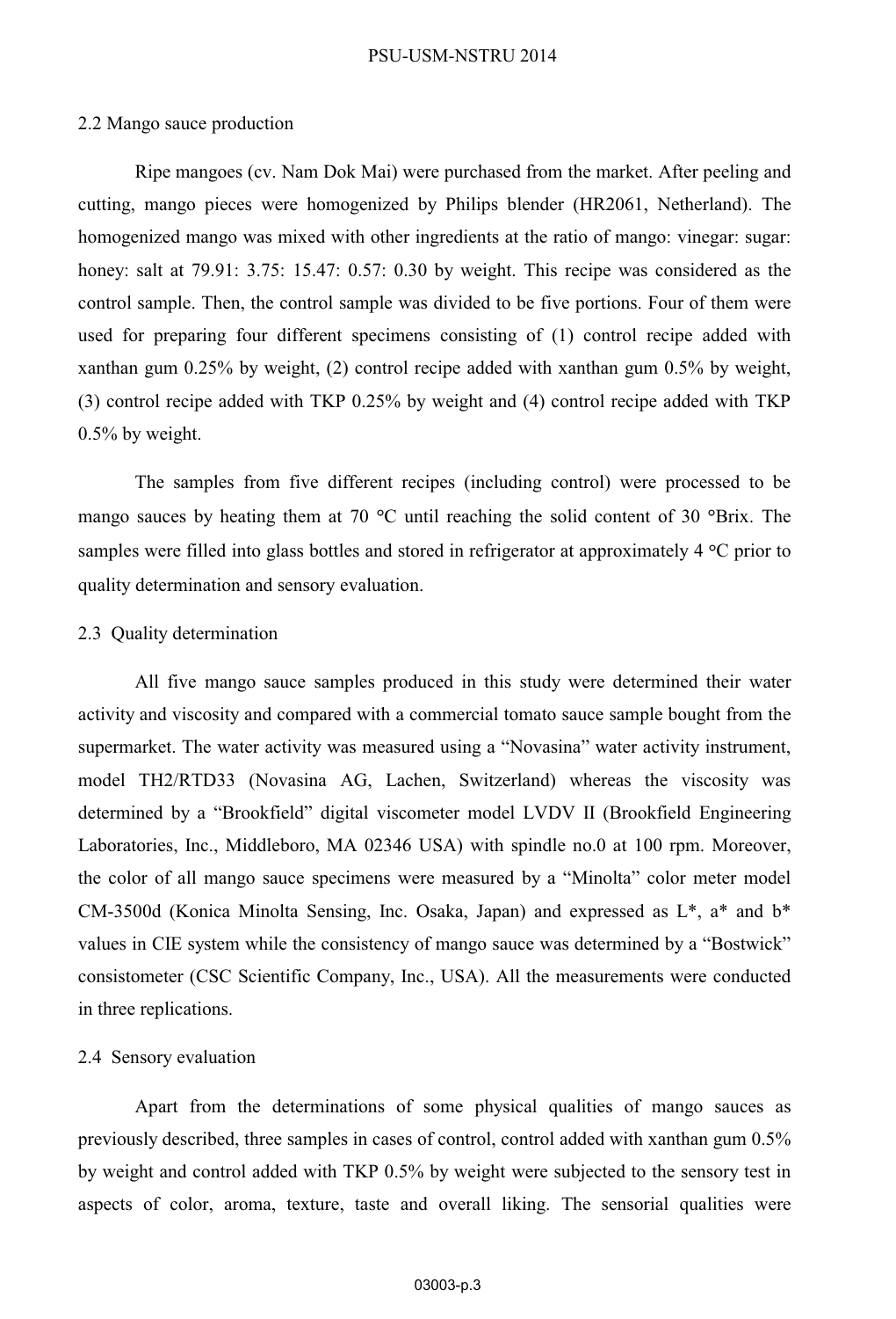## 2.2 Mango sauce production

Ripe mangoes (cv. Nam Dok Mai) were purchased from the market. After peeling and cutting, mango pieces were homogenized by Philips blender (HR2061, Netherland). The homogenized mango was mixed with other ingredients at the ratio of mango: vinegar: sugar: honey: salt at 79.91: 3.75: 15.47: 0.57: 0.30 by weight. This recipe was considered as the control sample. Then, the control sample was divided to be five portions. Four of them were used for preparing four different specimens consisting of (1) control recipe added with xanthan gum 0.25% by weight, (2) control recipe added with xanthan gum 0.5% by weight, (3) control recipe added with TKP 0.25% by weight and (4) control recipe added with TKP 0.5% by weight.

The samples from five different recipes (including control) were processed to be mango sauces by heating them at 70 °C until reaching the solid content of 30 °Brix. The samples were filled into glass bottles and stored in refrigerator at approximately 4 °C prior to quality determination and sensory evaluation.

## 2.3 Quality determination

All five mango sauce samples produced in this study were determined their water activity and viscosity and compared with a commercial tomato sauce sample bought from the supermarket. The water activity was measured using a "Novasina" water activity instrument, model TH2/RTD33 (Novasina AG, Lachen, Switzerland) whereas the viscosity was determined by a "Brookfield" digital viscometer model LVDV II (Brookfield Engineering Laboratories, Inc., Middleboro, MA 02346 USA) with spindle no.0 at 100 rpm. Moreover, the color of all mango sauce specimens were measured by a "Minolta" color meter model CM-3500d (Konica Minolta Sensing, Inc. Osaka, Japan) and expressed as L*, a* and b* values in CIE system while the consistency of mango sauce was determined by a "Bostwick" consistometer (CSC Scientific Company, Inc., USA). All the measurements were conducted in three replications.

## 2.4 Sensory evaluation

Apart from the determinations of some physical qualities of mango sauces as previously described, three samples in cases of control, control added with xanthan gum 0.5% by weight and control added with TKP 0.5% by weight were subjected to the sensory test in aspects of color, aroma, texture, taste and overall liking. The sensorial qualities were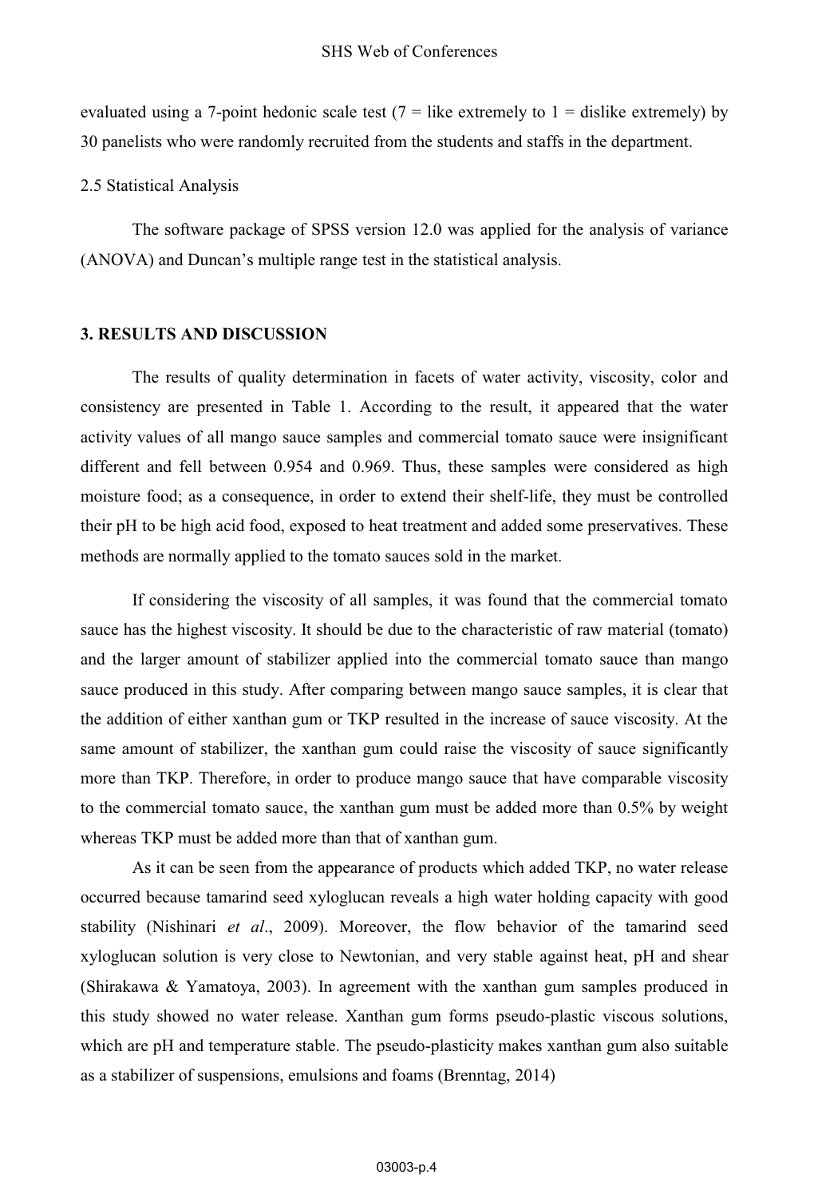evaluated using a 7-point hedonic scale test (7 = like extremely to 1 = dislike extremely) by 30 panelists who were randomly recruited from the students and staffs in the department.

### 2.5 Statistical Analysis

The software package of SPSS version 12.0 was applied for the analysis of variance (ANOVA) and Duncan's multiple range test in the statistical analysis.

## 3. RESULTS AND DISCUSSION

The results of quality determination in facets of water activity, viscosity, color and consistency are presented in Table 1. According to the result, it appeared that the water activity values of all mango sauce samples and commercial tomato sauce were insignificant different and fell between 0.954 and 0.969. Thus, these samples were considered as high moisture food; as a consequence, in order to extend their shelf-life, they must be controlled their pH to be high acid food, exposed to heat treatment and added some preservatives. These methods are normally applied to the tomato sauces sold in the market.

If considering the viscosity of all samples, it was found that the commercial tomato sauce has the highest viscosity. It should be due to the characteristic of raw material (tomato) and the larger amount of stabilizer applied into the commercial tomato sauce than mango sauce produced in this study. After comparing between mango sauce samples, it is clear that the addition of either xanthan gum or TKP resulted in the increase of sauce viscosity. At the same amount of stabilizer, the xanthan gum could raise the viscosity of sauce significantly more than TKP. Therefore, in order to produce mango sauce that have comparable viscosity to the commercial tomato sauce, the xanthan gum must be added more than 0.5% by weight whereas TKP must be added more than that of xanthan gum.

As it can be seen from the appearance of products which added TKP, no water release occurred because tamarind seed xyloglucan reveals a high water holding capacity with good stability (Nishinari *et al*., 2009). Moreover, the flow behavior of the tamarind seed xyloglucan solution is very close to Newtonian, and very stable against heat, pH and shear (Shirakawa & Yamatoya, 2003). In agreement with the xanthan gum samples produced in this study showed no water release. Xanthan gum forms pseudo-plastic viscous solutions, which are pH and temperature stable. The pseudo-plasticity makes xanthan gum also suitable as a stabilizer of suspensions, emulsions and foams (Brenntag, 2014)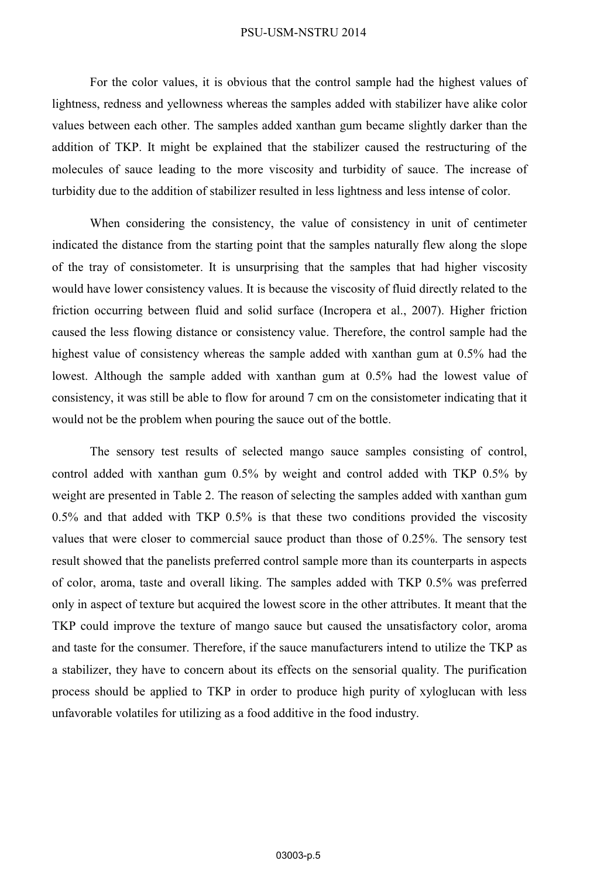For the color values, it is obvious that the control sample had the highest values of lightness, redness and yellowness whereas the samples added with stabilizer have alike color values between each other. The samples added xanthan gum became slightly darker than the addition of TKP. It might be explained that the stabilizer caused the restructuring of the molecules of sauce leading to the more viscosity and turbidity of sauce. The increase of turbidity due to the addition of stabilizer resulted in less lightness and less intense of color.

When considering the consistency, the value of consistency in unit of centimeter indicated the distance from the starting point that the samples naturally flew along the slope of the tray of consistometer. It is unsurprising that the samples that had higher viscosity would have lower consistency values. It is because the viscosity of fluid directly related to the friction occurring between fluid and solid surface (Incropera et al., 2007). Higher friction caused the less flowing distance or consistency value. Therefore, the control sample had the highest value of consistency whereas the sample added with xanthan gum at 0.5% had the lowest. Although the sample added with xanthan gum at 0.5% had the lowest value of consistency, it was still be able to flow for around 7 cm on the consistometer indicating that it would not be the problem when pouring the sauce out of the bottle.

The sensory test results of selected mango sauce samples consisting of control, control added with xanthan gum 0.5% by weight and control added with TKP 0.5% by weight are presented in Table 2. The reason of selecting the samples added with xanthan gum 0.5% and that added with TKP 0.5% is that these two conditions provided the viscosity values that were closer to commercial sauce product than those of 0.25%. The sensory test result showed that the panelists preferred control sample more than its counterparts in aspects of color, aroma, taste and overall liking. The samples added with TKP 0.5% was preferred only in aspect of texture but acquired the lowest score in the other attributes. It meant that the TKP could improve the texture of mango sauce but caused the unsatisfactory color, aroma and taste for the consumer. Therefore, if the sauce manufacturers intend to utilize the TKP as a stabilizer, they have to concern about its effects on the sensorial quality. The purification process should be applied to TKP in order to produce high purity of xyloglucan with less unfavorable volatiles for utilizing as a food additive in the food industry.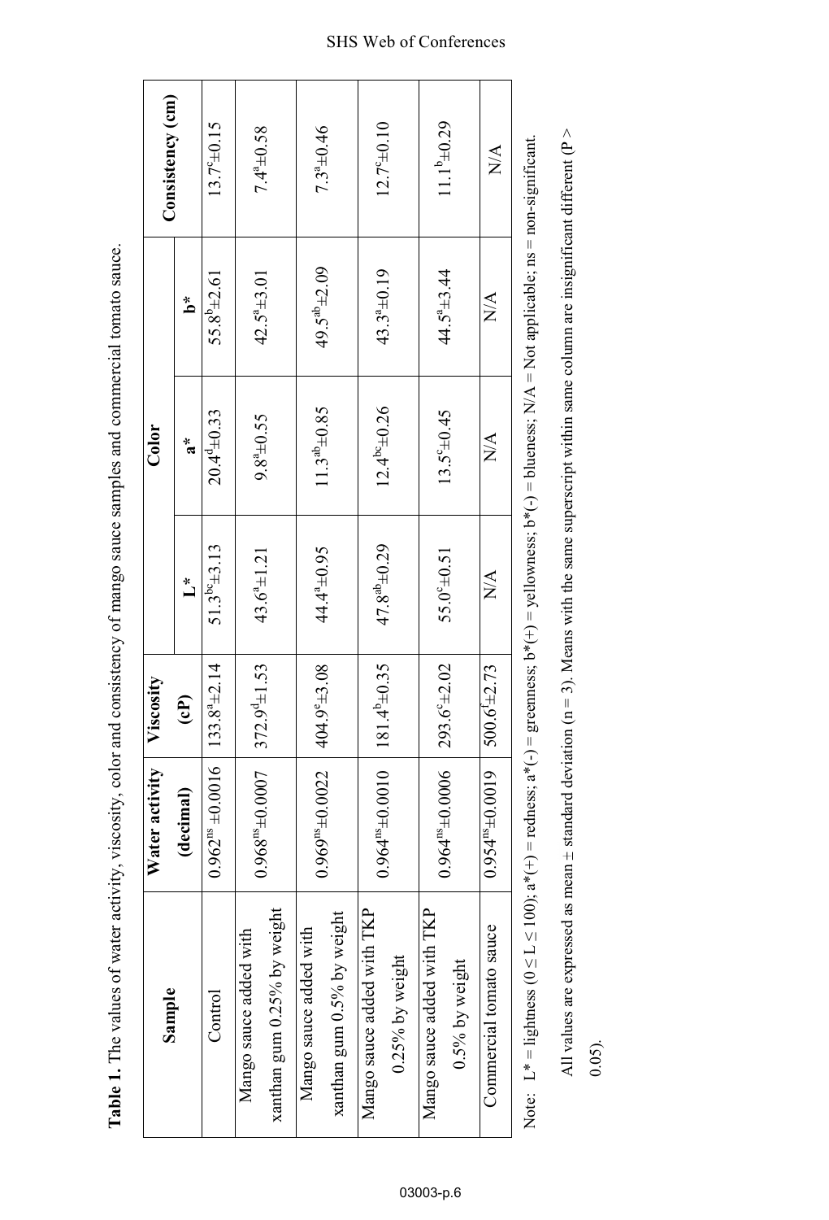**Table 1.** The values of water activity, viscosity, color and consistency of mango sauce samples and commercial tomato sauce.

| Sample | Water activity (decimal) | Viscosity (cP) | Color | | | Consistency (cm) |
|---|---|---|---|---|---|---|
| | | | L* | a* | b* | |
| Control | $0.962^{ns} \pm 0.0016$ | $133.8^{a} \pm 2.14$ | $51.3^{bc} \pm 3.13$ | $20.4^{d} \pm 0.33$ | $55.8^{b} \pm 2.61$ | $13.7^{c} \pm 0.15$ |
| Mango sauce added with xanthan gum 0.25% by weight | $0.968^{ns} \pm 0.0007$ | $372.9^{d} \pm 1.53$ | $43.6^{a} \pm 1.21$ | $9.8^{a} \pm 0.55$ | $42.5^{a} \pm 3.01$ | $7.4^{a} \pm 0.58$ |
| Mango sauce added with xanthan gum 0.5% by weight | $0.969^{ns} \pm 0.0022$ | $404.9^{e} \pm 3.08$ | $44.4^{a} \pm 0.95$ | $11.3^{ab} \pm 0.85$ | $49.5^{ab} \pm 2.09$ | $7.3^{a} \pm 0.46$ |
| Mango sauce added with TKP 0.25% by weight | $0.964^{ns} \pm 0.0010$ | $181.4^{b} \pm 0.35$ | $47.8^{ab} \pm 0.29$ | $12.4^{bc} \pm 0.26$ | $43.3^{a} \pm 0.19$ | $12.7^{c} \pm 0.10$ |
| Mango sauce added with TKP 0.5% by weight | $0.964^{ns} \pm 0.0006$ | $293.6^{c} \pm 2.02$ | $55.0^{c} \pm 0.51$ | $13.5^{c} \pm 0.45$ | $44.5^{a} \pm 3.44$ | $11.1^{b} \pm 0.29$ |
| Commercial tomato sauce | $0.954^{ns} \pm 0.0019$ | $500.6^{f} \pm 2.73$ | N/A | N/A | N/A | N/A |

Note: L* = lightness ($0 \leq L \leq 100$); a*(+) = redness; a*(-) = greenness; b*(+) = yellowness; b*(-) = blueness; N/A = Not applicable; ns = non-significant.

All values are expressed as mean ± standard deviation (n = 3). Means with the same superscript within same column are insignificant different ($P > 0.05$).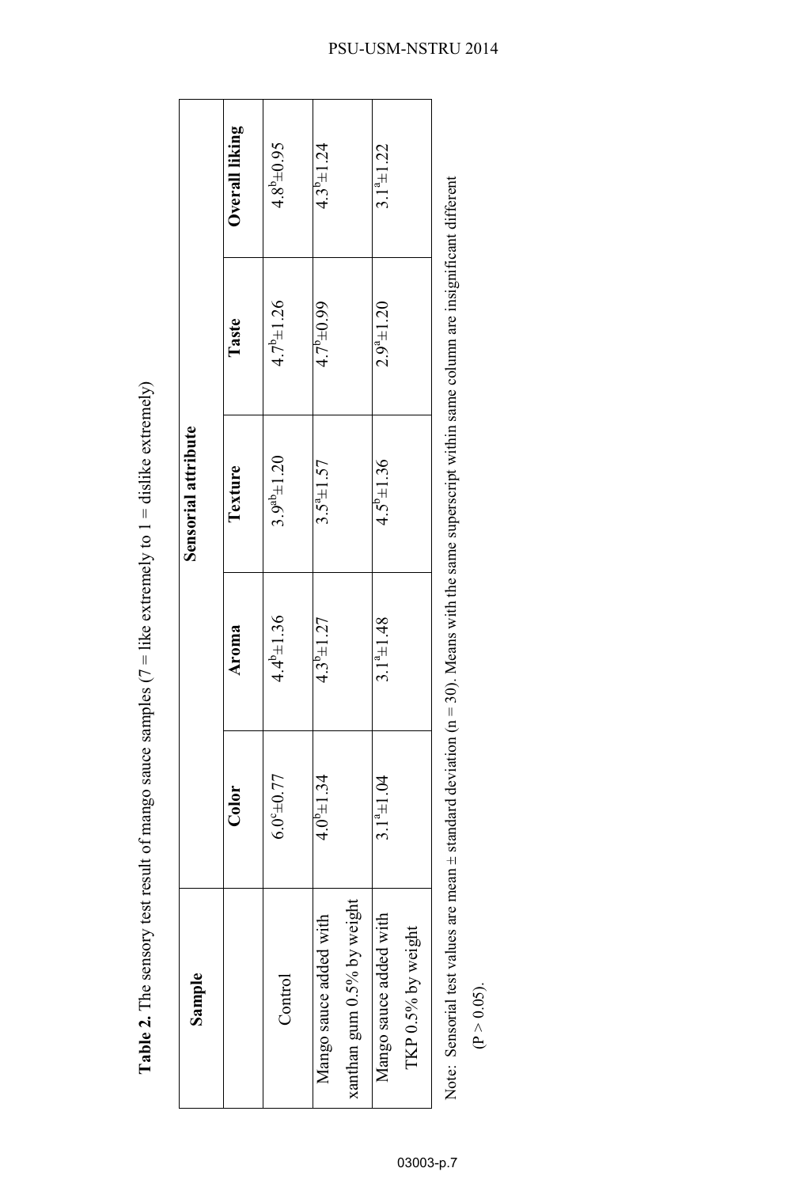**Table 2.** The sensory test result of mango sauce samples (7 = like extremely to 1 = dislike extremely)

| Sample | Sensorial attribute | | | | |
|---|---|---|---|---|---|
| | Color | Aroma | Texture | Taste | Overall liking |
| Control | $6.0^{c}\pm0.77$ | $4.4^{b}\pm1.36$ | $3.9^{ab}\pm1.20$ | $4.7^{b}\pm1.26$ | $4.8^{b}\pm0.95$ |
| Mango sauce added with xanthan gum 0.5% by weight | $4.0^{b}\pm1.34$ | $4.3^{b}\pm1.27$ | $3.5^{a}\pm1.57$ | $4.7^{b}\pm0.99$ | $4.3^{b}\pm1.24$ |
| Mango sauce added with TKP 0.5% by weight | $3.1^{a}\pm1.04$ | $3.1^{a}\pm1.48$ | $4.5^{b}\pm1.36$ | $2.9^{a}\pm1.20$ | $3.1^{a}\pm1.22$ |

Note: Sensorial test values are mean ± standard deviation (n = 30). Means with the same superscript within same column are insignificant different ($P > 0.05$).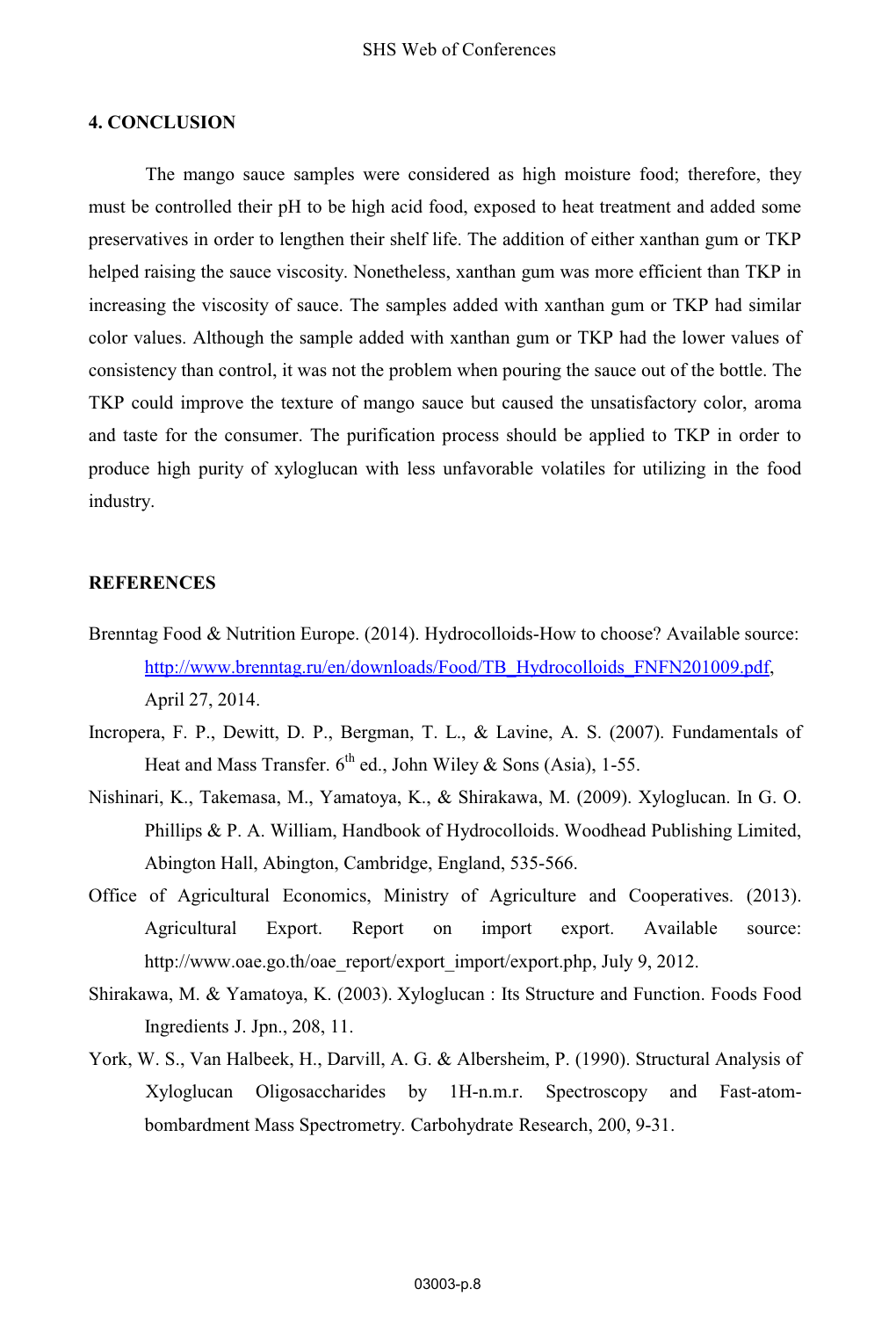## 4. CONCLUSION

The mango sauce samples were considered as high moisture food; therefore, they must be controlled their pH to be high acid food, exposed to heat treatment and added some preservatives in order to lengthen their shelf life. The addition of either xanthan gum or TKP helped raising the sauce viscosity. Nonetheless, xanthan gum was more efficient than TKP in increasing the viscosity of sauce. The samples added with xanthan gum or TKP had similar color values. Although the sample added with xanthan gum or TKP had the lower values of consistency than control, it was not the problem when pouring the sauce out of the bottle. The TKP could improve the texture of mango sauce but caused the unsatisfactory color, aroma and taste for the consumer. The purification process should be applied to TKP in order to produce high purity of xyloglucan with less unfavorable volatiles for utilizing in the food industry.

## REFERENCES

Brenntag Food & Nutrition Europe. (2014). Hydrocolloids-How to choose? Available source: http://www.brenntag.ru/en/downloads/Food/TB_Hydrocolloids_FNFN201009.pdf, April 27, 2014.

Incropera, F. P., Dewitt, D. P., Bergman, T. L., & Lavine, A. S. (2007). Fundamentals of Heat and Mass Transfer. 6th ed., John Wiley & Sons (Asia), 1-55.

Nishinari, K., Takemasa, M., Yamatoya, K., & Shirakawa, M. (2009). Xyloglucan. In G. O. Phillips & P. A. William, Handbook of Hydrocolloids. Woodhead Publishing Limited, Abington Hall, Abington, Cambridge, England, 535-566.

Office of Agricultural Economics, Ministry of Agriculture and Cooperatives. (2013). Agricultural Export. Report on import export. Available source: http://www.oae.go.th/oae_report/export_import/export.php, July 9, 2012.

Shirakawa, M. & Yamatoya, K. (2003). Xyloglucan : Its Structure and Function. Foods Food Ingredients J. Jpn., 208, 11.

York, W. S., Van Halbeek, H., Darvill, A. G. & Albersheim, P. (1990). Structural Analysis of Xyloglucan Oligosaccharides by 1H-n.m.r. Spectroscopy and Fast-atom-bombardment Mass Spectrometry. Carbohydrate Research, 200, 9-31.